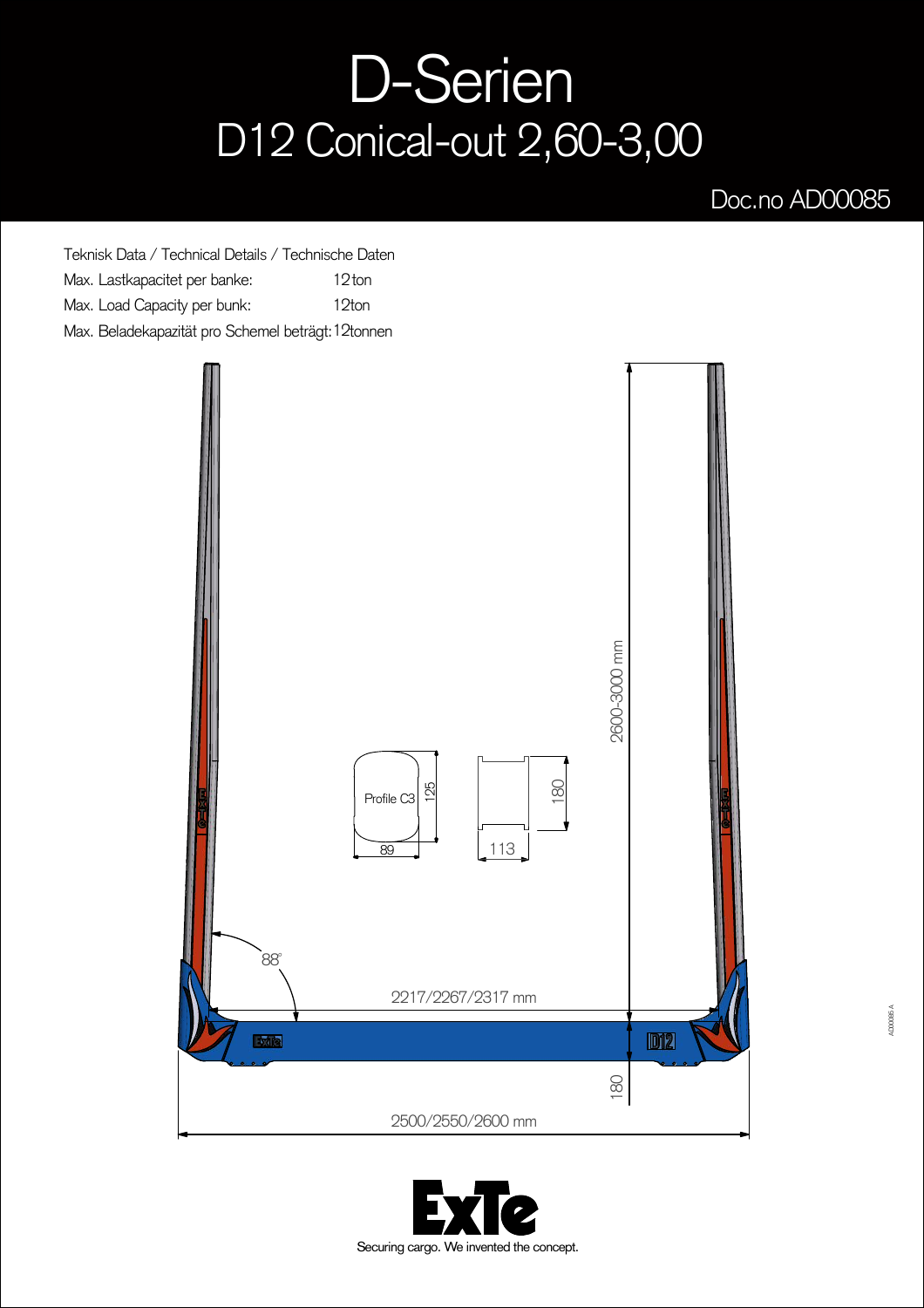# D-Serien
## D12 Conical-out 2,60-3,00

Doc.no AD00085

Teknisk Data / Technical Details / Technische Daten

Max. Lastkapacitet per banke: 12ton

Max. Load Capacity per bunk: 12ton

Max. Beladekapazität pro Schemel beträgt: 12tonnen

2600-3000 mm

Profile C3

125

89

180

113

88°

2217/2267/2317 mm

180

2500/2550/2600 mm

ExTe

Securing cargo. We invented the concept.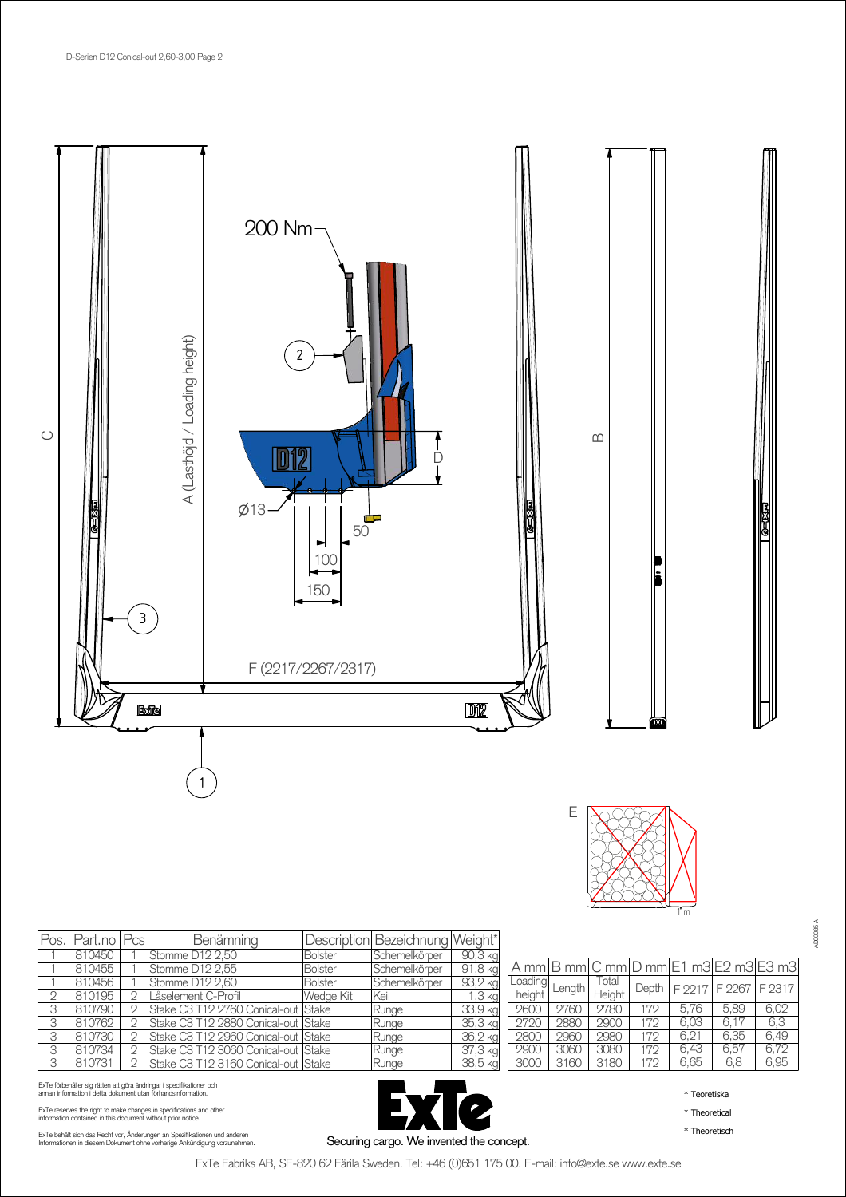200 Nm

2

D12

D

A (Lasthöjd / Loading height)

C

B

Ø13

50

100

150

3

F (2217/2267/2317)

1

E

1 m

| Pos. | Part.no | Pcs | Benämning | Description | Bezeichnung | Weight* |
|---|---|---|---|---|---|---|
| 1 | 810450 | 1 | Stomme D12 2,50 | Bolster | Schemelkörper | 90,3 kg |
| 1 | 810455 | 1 | Stomme D12 2,55 | Bolster | Schemelkörper | 91,8 kg |
| 1 | 810456 | 1 | Stomme D12 2,60 | Bolster | Schemelkörper | 93,2 kg |
| 2 | 810195 | 2 | Låselement C-Profil | Wedge Kit | Keil | 1,3 kg |
| 3 | 810790 | 2 | Stake C3 T12 2760 Conical-out | Stake | Runge | 33,9 kg |
| 3 | 810762 | 2 | Stake C3 T12 2880 Conical-out | Stake | Runge | 35,3 kg |
| 3 | 810730 | 2 | Stake C3 T12 2960 Conical-out | Stake | Runge | 36,2 kg |
| 3 | 810734 | 2 | Stake C3 T12 3060 Conical-out | Stake | Runge | 37,3 kg |
| 3 | 810731 | 2 | Stake C3 T12 3160 Conical-out | Stake | Runge | 38,5 kg |

| A mm | B mm | C mm | D mm | E1 m3 | E2 m3 | E3 m3 |
|---|---|---|---|---|---|---|
| Loading height | Length | Total Height | Depth | F 2217 | F 2267 | F 2317 |
| 2600 | 2760 | 2780 | 172 | 5,76 | 5,89 | 6,02 |
| 2720 | 2880 | 2900 | 172 | 6,03 | 6,17 | 6,3 |
| 2800 | 2960 | 2980 | 172 | 6,21 | 6,35 | 6,49 |
| 2900 | 3060 | 3080 | 172 | 6,43 | 6,57 | 6,72 |
| 3000 | 3160 | 3180 | 172 | 6,65 | 6,8 | 6,95 |

ExTe förbehåller sig rätten att göra ändringar i specifikationer och annan information i detta dokument utan förhandsinformation.

ExTe reserves the right to make changes in specifications and other information contained in this document without prior notice.

ExTe behält sich das Recht vor, Änderungen an Spezifikationen und anderen Informationen in diesem Dokument ohne vorherige Ankündigung vorzunehmen.

Securing cargo. We invented the concept.

* Teoretiska

* Theoretical

* Theoretisch

ExTe Fabriks AB, SE-820 62 Färila Sweden. Tel: +46 (0)651 175 00. E-mail: info@exte.se www.exte.se